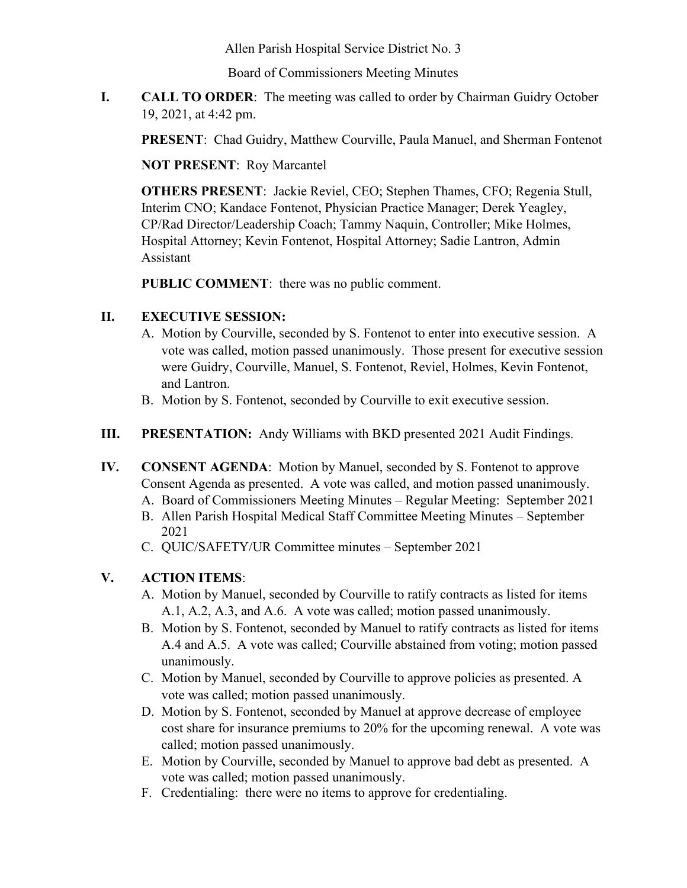Allen Parish Hospital Service District No. 3

Board of Commissioners Meeting Minutes

**I.** **CALL TO ORDER**: The meeting was called to order by Chairman Guidry October 19, 2021, at 4:42 pm.

**PRESENT**: Chad Guidry, Matthew Courville, Paula Manuel, and Sherman Fontenot

**NOT PRESENT**: Roy Marcantel

**OTHERS PRESENT**: Jackie Reviel, CEO; Stephen Thames, CFO; Regenia Stull, Interim CNO; Kandace Fontenot, Physician Practice Manager; Derek Yeagley, CP/Rad Director/Leadership Coach; Tammy Naquin, Controller; Mike Holmes, Hospital Attorney; Kevin Fontenot, Hospital Attorney; Sadie Lantron, Admin Assistant

**PUBLIC COMMENT**: there was no public comment.

**II.** **EXECUTIVE SESSION:**

A. Motion by Courville, seconded by S. Fontenot to enter into executive session. A vote was called, motion passed unanimously. Those present for executive session were Guidry, Courville, Manuel, S. Fontenot, Reviel, Holmes, Kevin Fontenot, and Lantron.
B. Motion by S. Fontenot, seconded by Courville to exit executive session.

**III.** **PRESENTATION:** Andy Williams with BKD presented 2021 Audit Findings.

**IV.** **CONSENT AGENDA**: Motion by Manuel, seconded by S. Fontenot to approve Consent Agenda as presented. A vote was called, and motion passed unanimously.

A. Board of Commissioners Meeting Minutes – Regular Meeting: September 2021
B. Allen Parish Hospital Medical Staff Committee Meeting Minutes – September 2021
C. QUIC/SAFETY/UR Committee minutes – September 2021

**V.** **ACTION ITEMS**:

A. Motion by Manuel, seconded by Courville to ratify contracts as listed for items A.1, A.2, A.3, and A.6. A vote was called; motion passed unanimously.
B. Motion by S. Fontenot, seconded by Manuel to ratify contracts as listed for items A.4 and A.5. A vote was called; Courville abstained from voting; motion passed unanimously.
C. Motion by Manuel, seconded by Courville to approve policies as presented. A vote was called; motion passed unanimously.
D. Motion by S. Fontenot, seconded by Manuel at approve decrease of employee cost share for insurance premiums to 20% for the upcoming renewal. A vote was called; motion passed unanimously.
E. Motion by Courville, seconded by Manuel to approve bad debt as presented. A vote was called; motion passed unanimously.
F. Credentialing: there were no items to approve for credentialing.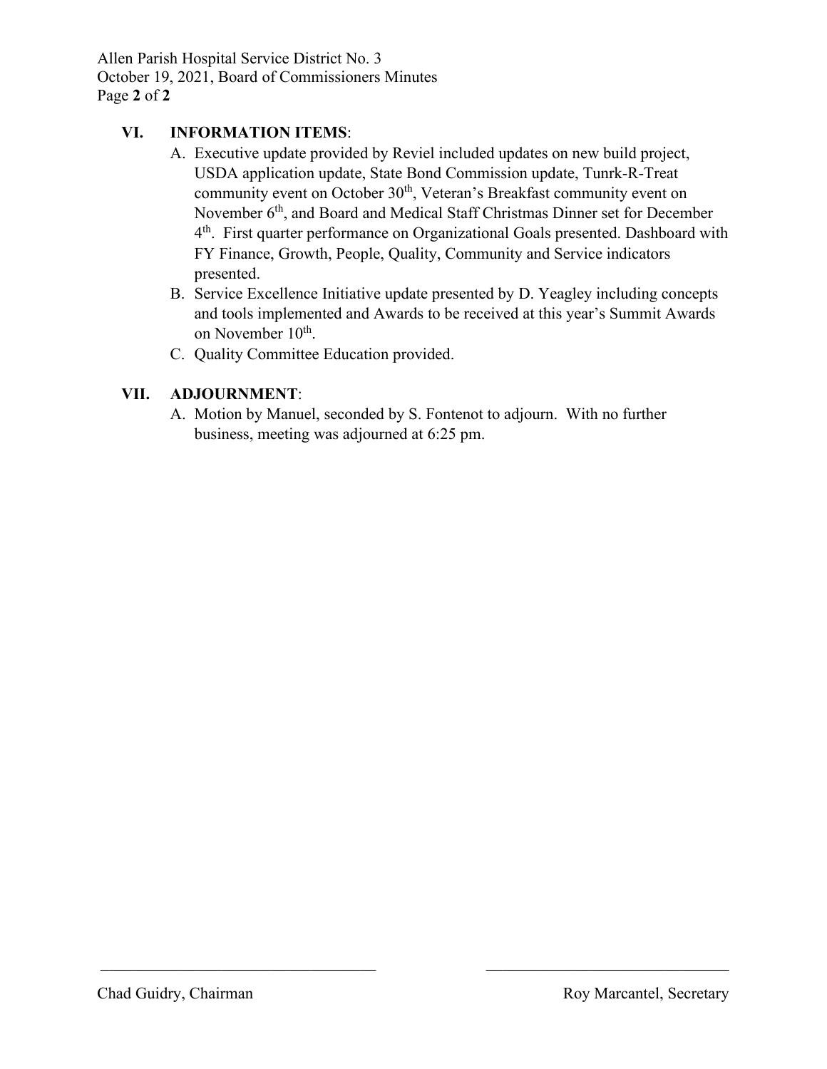## VI. INFORMATION ITEMS:

A. Executive update provided by Reviel included updates on new build project, USDA application update, State Bond Commission update, Tunrk-R-Treat community event on October 30th, Veteran's Breakfast community event on November 6th, and Board and Medical Staff Christmas Dinner set for December 4th. First quarter performance on Organizational Goals presented. Dashboard with FY Finance, Growth, People, Quality, Community and Service indicators presented.

B. Service Excellence Initiative update presented by D. Yeagley including concepts and tools implemented and Awards to be received at this year's Summit Awards on November 10th.

C. Quality Committee Education provided.

## VII. ADJOURNMENT:

A. Motion by Manuel, seconded by S. Fontenot to adjourn. With no further business, meeting was adjourned at 6:25 pm.

\_\_\_\_\_\_\_\_\_\_\_\_\_\_\_\_\_\_\_\_\_\_\_\_\_\_\_\_\_\_\_\_\_\_\_\_ \_\_\_\_\_\_\_\_\_\_\_\_\_\_\_\_\_\_\_\_\_\_\_\_\_\_\_\_\_\_\_\_\_\_\_\_

Chad Guidry, Chairman

Roy Marcantel, Secretary